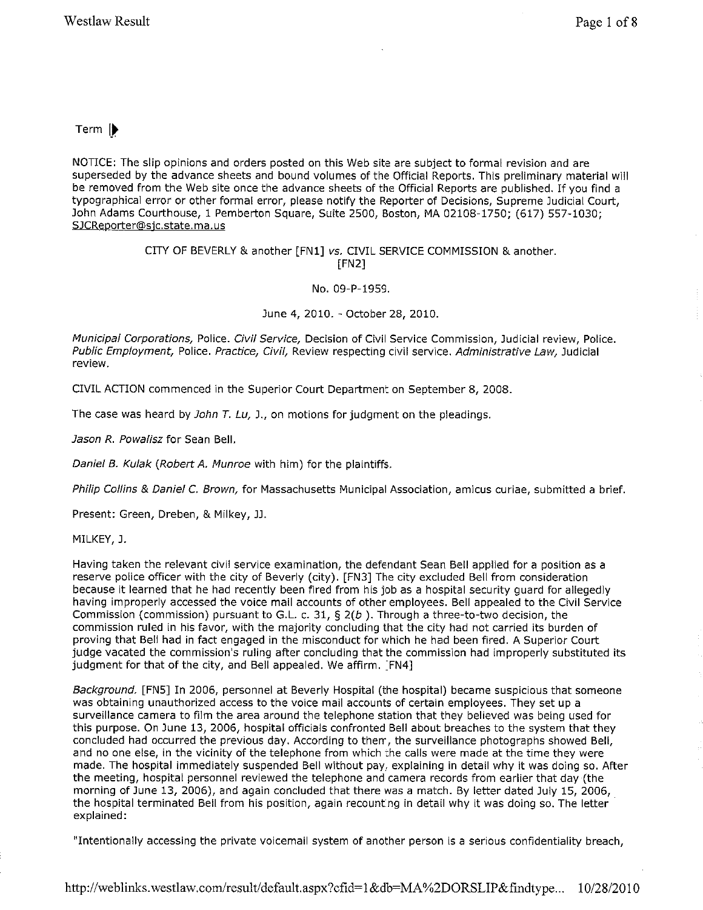Term

NOTICE: The slip opinions and orders posted on this Web site are subject to formal revision and are superseded by the advance sheets and bound volumes of the Official Reports. This preliminary material will be removed from the Web site once the advance sheets of the Official Reports are published. If you find a typographical error or other formal error, please notify the Reporter of Decisions, Supreme Judicial Court, John Adams Courthouse, 1 Pemberton Square, Suite 2500, Boston, MA 02108-1750; (617) 557-1030; SJCReporter@sjc.state.ma.us

CITY OF BEVERLY & another [FN1] *vs.* CIVIL SERVICE COMMISSION & another. [FN2]

No. 09-P-1959.

June 4, 2010. - October 28, 2010.

*Municipal Corporations,* Police. *Civil Service,* Decision of Civil Service Commission, Judicial review, Police. *Public Employment,* Police. *Practice, Civil,* Review respecting civil service. *Administrative Law,* Judicial review.

CIVIL ACTION commenced in the Superior Court Department on September 8, 2008.

The case was heard by *John T. Lu,* J., on motions for judgment on the pleadings.

*Jason R. Powalisz* for Sean Bell.

*Daniel B. Kulak* (*Robert A. Munroe* with him) for the plaintiffs.

*Philip Collins & Daniel C. Brown,* for Massachusetts Municipal Association, amicus curiae, submitted a brief.

Present: Green, Dreben, & Milkey, JJ.

MILKEY, J.

Having taken the relevant civil service examination, the defendant Sean Bell applied for a position as a reserve police officer with the city of Beverly (city). [FN3] The city excluded Bell from consideration because it learned that he had recently been fired from his job as a hospital security guard for allegedly having improperly accessed the voice mail accounts of other employees. Bell appealed to the Civil Service Commission (commission) pursuant to G.L. c. 31, § 2(*b* ). Through a three-to-two decision, the commission ruled in his favor, with the majority concluding that the city had not carried its burden of proving that Bell had in fact engaged in the misconduct for which he had been fired. A Superior Court judge vacated the commission's ruling after concluding that the commission had improperly substituted its judgment for that of the city, and Bell appealed. We affirm. [FN4]

*Background.* [FN5] In 2006, personnel at Beverly Hospital (the hospital) became suspicious that someone was obtaining unauthorized access to the voice mail accounts of certain employees. They set up a surveillance camera to film the area around the telephone station that they believed was being used for this purpose. On June 13, 2006, hospital officials confronted Bell about breaches to the system that they concluded had occurred the previous day. According to them, the surveillance photographs showed Bell, and no one else, in the vicinity of the telephone from which the calls were made at the time they were made. The hospital immediately suspended Bell without pay, explaining in detail why it was doing so. After the meeting, hospital personnel reviewed the telephone and camera records from earlier that day (the morning of June 13, 2006), and again concluded that there was a match. By letter dated July 15, 2006, the hospital terminated Bell from his position, again recounting in detail why it was doing so. The letter explained:

"Intentionally accessing the private voicemail system of another person is a serious confidentiality breach,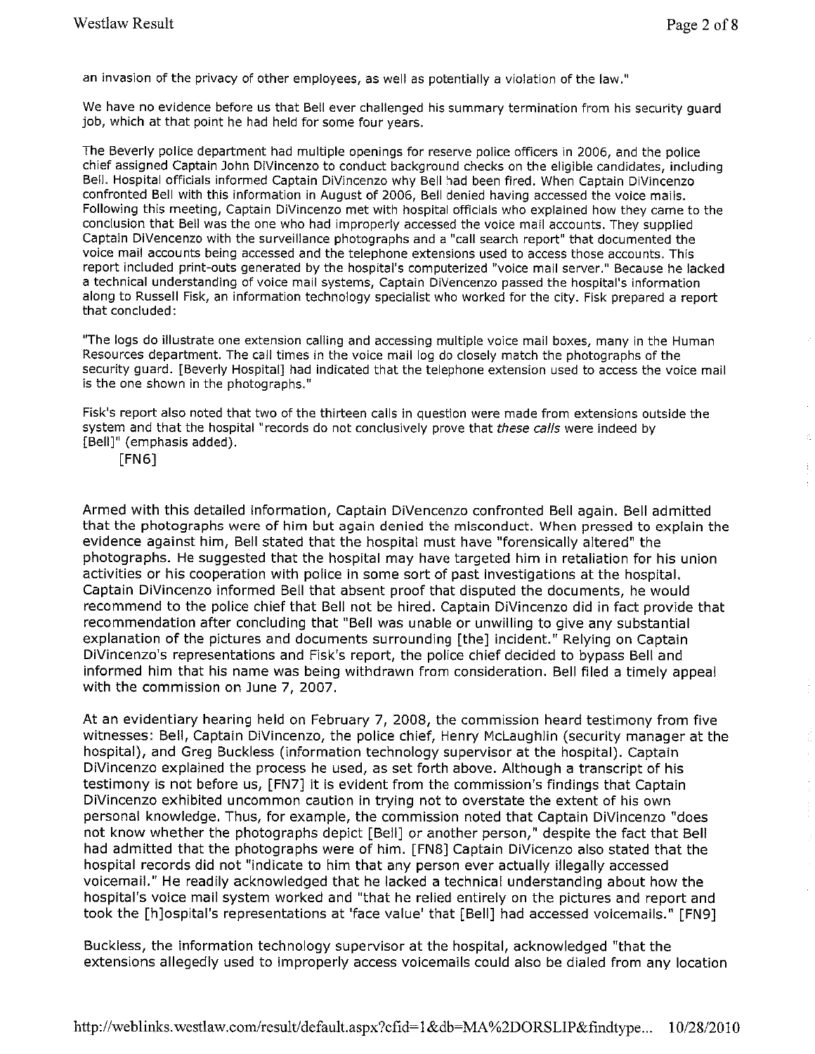an invasion of the privacy of other employees, as well as potentially a violation of the law."

We have no evidence before us that Bell ever challenged his summary termination from his security guard job, which at that point he had held for some four years.

The Beverly police department had multiple openings for reserve police officers in 2006, and the police chief assigned Captain John DiVincenzo to conduct background checks on the eligible candidates, including Bell. Hospital officials informed Captain DiVincenzo why Bell had been fired. When Captain DiVincenzo confronted Bell with this information in August of 2006, Bell denied having accessed the voice mails. Following this meeting, Captain DiVincenzo met with hospital officials who explained how they came to the conclusion that Bell was the one who had improperly accessed the voice mail accounts. They supplied Captain DiVencenzo with the surveillance photographs and a "call search report" that documented the voice mail accounts being accessed and the telephone extensions used to access those accounts. This report included print-outs generated by the hospital's computerized "voice mail server." Because he lacked a technical understanding of voice mail systems, Captain DiVencenzo passed the hospital's information along to Russell Fisk, an information technology specialist who worked for the city. Fisk prepared a report that concluded:

"The logs do illustrate one extension calling and accessing multiple voice mail boxes, many in the Human Resources department. The call times in the voice mail log do closely match the photographs of the security guard. [Beverly Hospital] had indicated that the telephone extension used to access the voice mail is the one shown in the photographs."

Fisk's report also noted that two of the thirteen calls in question were made from extensions outside the system and that the hospital "records do not conclusively prove that *these calls* were indeed by [Bell]" (emphasis added).

[FN6]

Armed with this detailed information, Captain DiVencenzo confronted Bell again. Bell admitted that the photographs were of him but again denied the misconduct. When pressed to explain the evidence against him, Bell stated that the hospital must have "forensically altered" the photographs. He suggested that the hospital may have targeted him in retaliation for his union activities or his cooperation with police in some sort of past investigations at the hospital. Captain DiVincenzo informed Bell that absent proof that disputed the documents, he would recommend to the police chief that Bell not be hired. Captain DiVincenzo did in fact provide that recommendation after concluding that "Bell was unable or unwilling to give any substantial explanation of the pictures and documents surrounding [the] incident." Relying on Captain DiVincenzo's representations and Fisk's report, the police chief decided to bypass Bell and informed him that his name was being withdrawn from consideration. Bell filed a timely appeal with the commission on June 7, 2007.

At an evidentiary hearing held on February 7, 2008, the commission heard testimony from five witnesses: Bell, Captain DiVincenzo, the police chief, Henry McLaughlin (security manager at the hospital), and Greg Buckless (information technology supervisor at the hospital). Captain DiVincenzo explained the process he used, as set forth above. Although a transcript of his testimony is not before us, [FN7] it is evident from the commission's findings that Captain DiVincenzo exhibited uncommon caution in trying not to overstate the extent of his own personal knowledge. Thus, for example, the commission noted that Captain DiVincenzo "does not know whether the photographs depict [Bell] or another person," despite the fact that Bell had admitted that the photographs were of him. [FN8] Captain DiVicenzo also stated that the hospital records did not "indicate to him that any person ever actually illegally accessed voicemail." He readily acknowledged that he lacked a technical understanding about how the hospital's voice mail system worked and "that he relied entirely on the pictures and report and took the [h]ospital's representations at 'face value' that [Bell] had accessed voicemails." [FN9]

Buckless, the information technology supervisor at the hospital, acknowledged "that the extensions allegedly used to improperly access voicemails could also be dialed from any location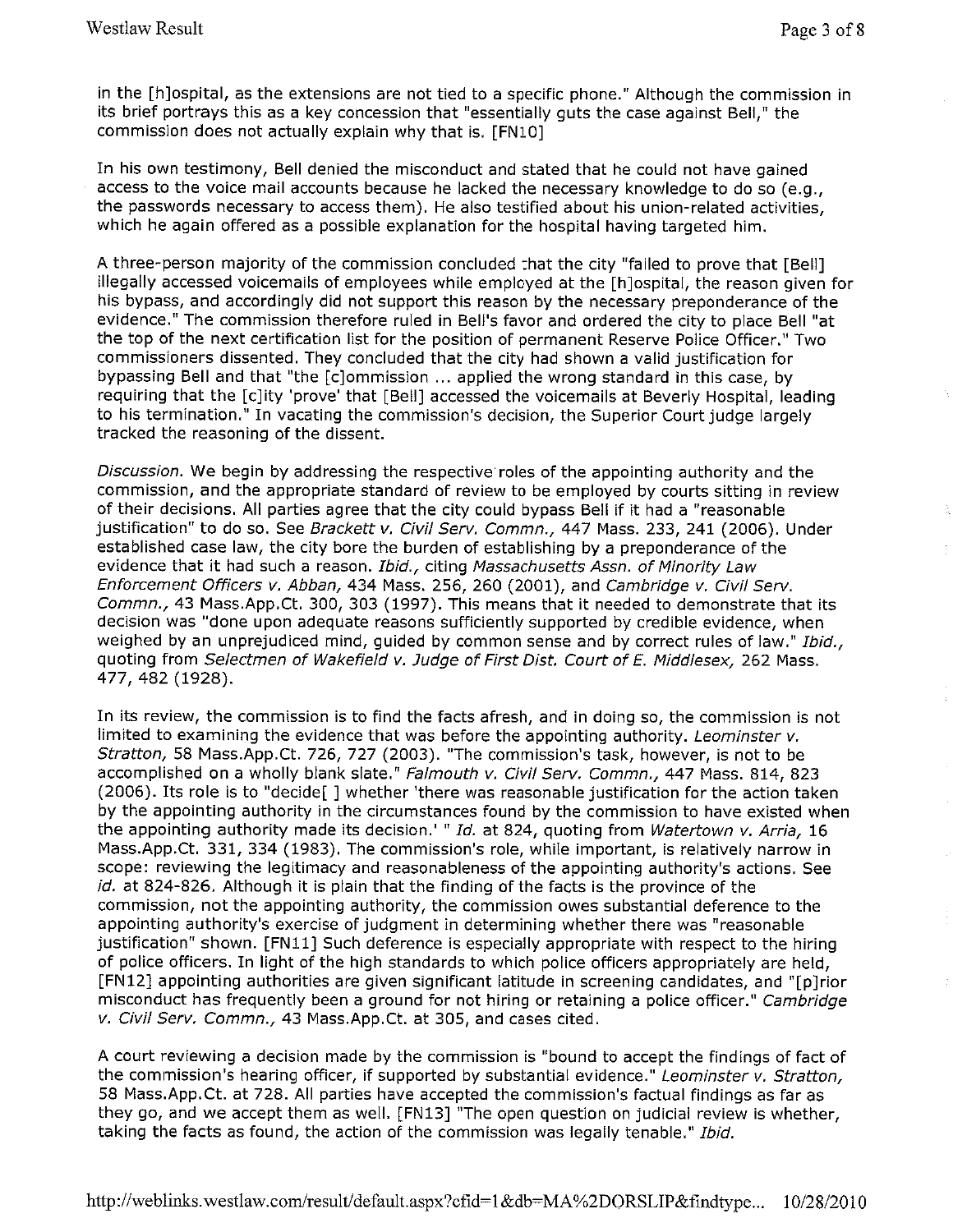in the [h]ospital, as the extensions are not tied to a specific phone." Although the commission in its brief portrays this as a key concession that "essentially guts the case against Bell," the commission does not actually explain why that is. [FN10]

In his own testimony, Bell denied the misconduct and stated that he could not have gained access to the voice mail accounts because he lacked the necessary knowledge to do so (e.g., the passwords necessary to access them). He also testified about his union-related activities, which he again offered as a possible explanation for the hospital having targeted him.

A three-person majority of the commission concluded that the city "failed to prove that [Bell] illegally accessed voicemails of employees while employed at the [h]ospital, the reason given for his bypass, and accordingly did not support this reason by the necessary preponderance of the evidence." The commission therefore ruled in Bell's favor and ordered the city to place Bell "at the top of the next certification list for the position of permanent Reserve Police Officer." Two commissioners dissented. They concluded that the city had shown a valid justification for bypassing Bell and that "the [c]ommission ... applied the wrong standard in this case, by requiring that the [c]ity 'prove' that [Bell] accessed the voicemails at Beverly Hospital, leading to his termination." In vacating the commission's decision, the Superior Court judge largely tracked the reasoning of the dissent.

*Discussion.* We begin by addressing the respective roles of the appointing authority and the commission, and the appropriate standard of review to be employed by courts sitting in review of their decisions. All parties agree that the city could bypass Bell if it had a "reasonable justification" to do so. See *Brackett v. Civil Serv. Commn.,* 447 Mass. 233, 241 (2006). Under established case law, the city bore the burden of establishing by a preponderance of the evidence that it had such a reason. *Ibid.,* citing *Massachusetts Assn. of Minority Law Enforcement Officers v. Abban,* 434 Mass. 256, 260 (2001), and *Cambridge v. Civil Serv. Commn.,* 43 Mass.App.Ct. 300, 303 (1997). This means that it needed to demonstrate that its decision was "done upon adequate reasons sufficiently supported by credible evidence, when weighed by an unprejudiced mind, guided by common sense and by correct rules of law." *Ibid.,* quoting from *Selectmen of Wakefield v. Judge of First Dist. Court of E. Middlesex,* 262 Mass. 477, 482 (1928).

In its review, the commission is to find the facts afresh, and in doing so, the commission is not limited to examining the evidence that was before the appointing authority. *Leominster v. Stratton,* 58 Mass.App.Ct. 726, 727 (2003). "The commission's task, however, is not to be accomplished on a wholly blank slate." *Falmouth v. Civil Serv. Commn.,* 447 Mass. 814, 823 (2006). Its role is to "decide[ ] whether 'there was reasonable justification for the action taken by the appointing authority in the circumstances found by the commission to have existed when the appointing authority made its decision.' " *Id.* at 824, quoting from *Watertown v. Arria,* 16 Mass.App.Ct. 331, 334 (1983). The commission's role, while important, is relatively narrow in scope: reviewing the legitimacy and reasonableness of the appointing authority's actions. See *id.* at 824-826. Although it is plain that the finding of the facts is the province of the commission, not the appointing authority, the commission owes substantial deference to the appointing authority's exercise of judgment in determining whether there was "reasonable justification" shown. [FN11] Such deference is especially appropriate with respect to the hiring of police officers. In light of the high standards to which police officers appropriately are held, [FN12] appointing authorities are given significant latitude in screening candidates, and "[p]rior misconduct has frequently been a ground for not hiring or retaining a police officer." *Cambridge v. Civil Serv. Commn.,* 43 Mass.App.Ct. at 305, and cases cited.

A court reviewing a decision made by the commission is "bound to accept the findings of fact of the commission's hearing officer, if supported by substantial evidence." *Leominster v. Stratton,* 58 Mass.App.Ct. at 728. All parties have accepted the commission's factual findings as far as they go, and we accept them as well. [FN13] "The open question on judicial review is whether, taking the facts as found, the action of the commission was legally tenable." *Ibid.*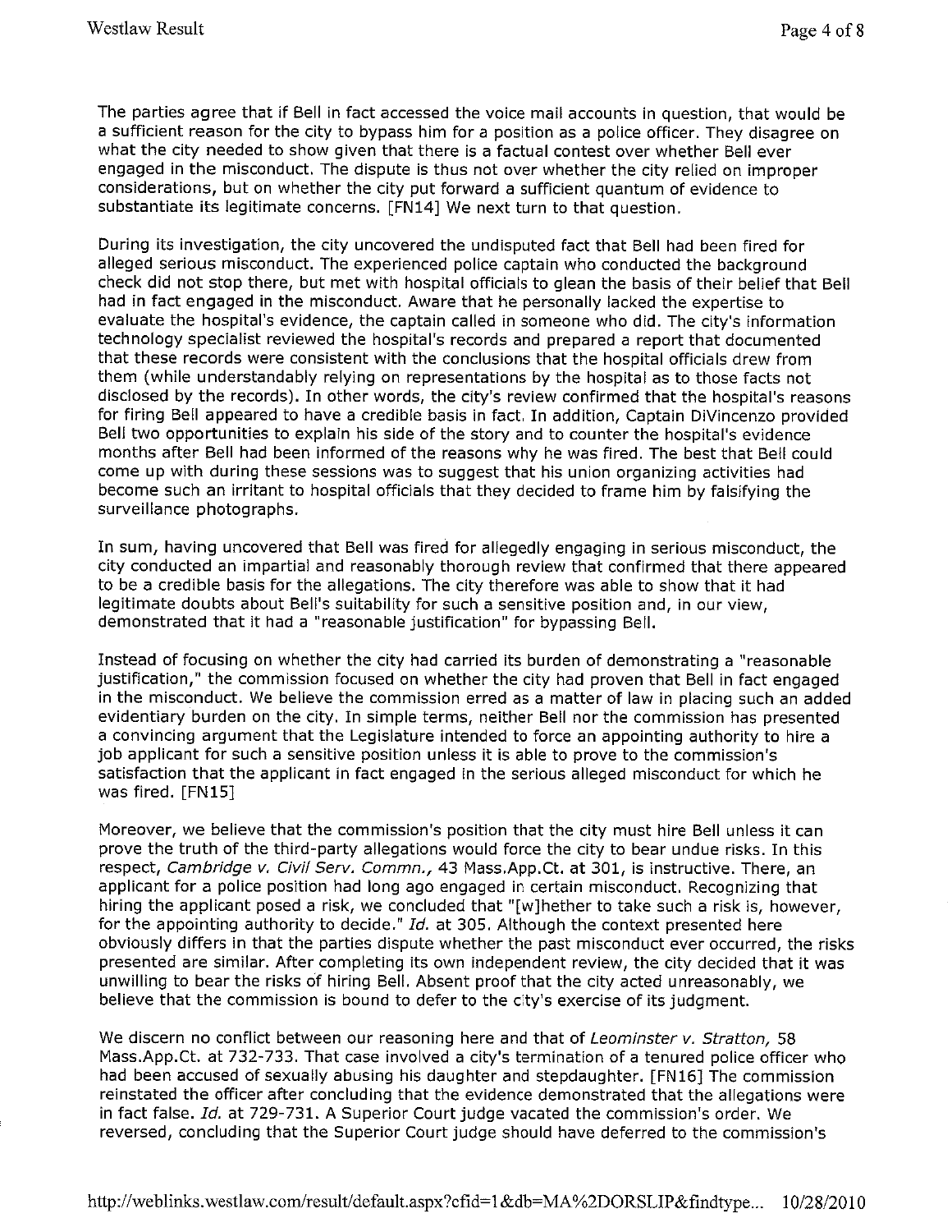The parties agree that if Bell in fact accessed the voice mail accounts in question, that would be a sufficient reason for the city to bypass him for a position as a police officer. They disagree on what the city needed to show given that there is a factual contest over whether Bell ever engaged in the misconduct. The dispute is thus not over whether the city relied on improper considerations, but on whether the city put forward a sufficient quantum of evidence to substantiate its legitimate concerns. [FN14] We next turn to that question.

During its investigation, the city uncovered the undisputed fact that Bell had been fired for alleged serious misconduct. The experienced police captain who conducted the background check did not stop there, but met with hospital officials to glean the basis of their belief that Bell had in fact engaged in the misconduct. Aware that he personally lacked the expertise to evaluate the hospital's evidence, the captain called in someone who did. The city's information technology specialist reviewed the hospital's records and prepared a report that documented that these records were consistent with the conclusions that the hospital officials drew from them (while understandably relying on representations by the hospital as to those facts not disclosed by the records). In other words, the city's review confirmed that the hospital's reasons for firing Bell appeared to have a credible basis in fact. In addition, Captain DiVincenzo provided Bell two opportunities to explain his side of the story and to counter the hospital's evidence months after Bell had been informed of the reasons why he was fired. The best that Bell could come up with during these sessions was to suggest that his union organizing activities had become such an irritant to hospital officials that they decided to frame him by falsifying the surveillance photographs.

In sum, having uncovered that Bell was fired for allegedly engaging in serious misconduct, the city conducted an impartial and reasonably thorough review that confirmed that there appeared to be a credible basis for the allegations. The city therefore was able to show that it had legitimate doubts about Bell's suitability for such a sensitive position and, in our view, demonstrated that it had a "reasonable justification" for bypassing Bell.

Instead of focusing on whether the city had carried its burden of demonstrating a "reasonable justification," the commission focused on whether the city had proven that Bell in fact engaged in the misconduct. We believe the commission erred as a matter of law in placing such an added evidentiary burden on the city. In simple terms, neither Bell nor the commission has presented a convincing argument that the Legislature intended to force an appointing authority to hire a job applicant for such a sensitive position unless it is able to prove to the commission's satisfaction that the applicant in fact engaged in the serious alleged misconduct for which he was fired. [FN15]

Moreover, we believe that the commission's position that the city must hire Bell unless it can prove the truth of the third-party allegations would force the city to bear undue risks. In this respect, *Cambridge v. Civil Serv. Commn.,* 43 Mass.App.Ct. at 301, is instructive. There, an applicant for a police position had long ago engaged in certain misconduct. Recognizing that hiring the applicant posed a risk, we concluded that "[w]hether to take such a risk is, however, for the appointing authority to decide." *Id.* at 305. Although the context presented here obviously differs in that the parties dispute whether the past misconduct ever occurred, the risks presented are similar. After completing its own independent review, the city decided that it was unwilling to bear the risks of hiring Bell. Absent proof that the city acted unreasonably, we believe that the commission is bound to defer to the city's exercise of its judgment.

We discern no conflict between our reasoning here and that of *Leominster v. Stratton,* 58 Mass.App.Ct. at 732-733. That case involved a city's termination of a tenured police officer who had been accused of sexually abusing his daughter and stepdaughter. [FN16] The commission reinstated the officer after concluding that the evidence demonstrated that the allegations were in fact false. *Id.* at 729-731. A Superior Court judge vacated the commission's order. We reversed, concluding that the Superior Court judge should have deferred to the commission's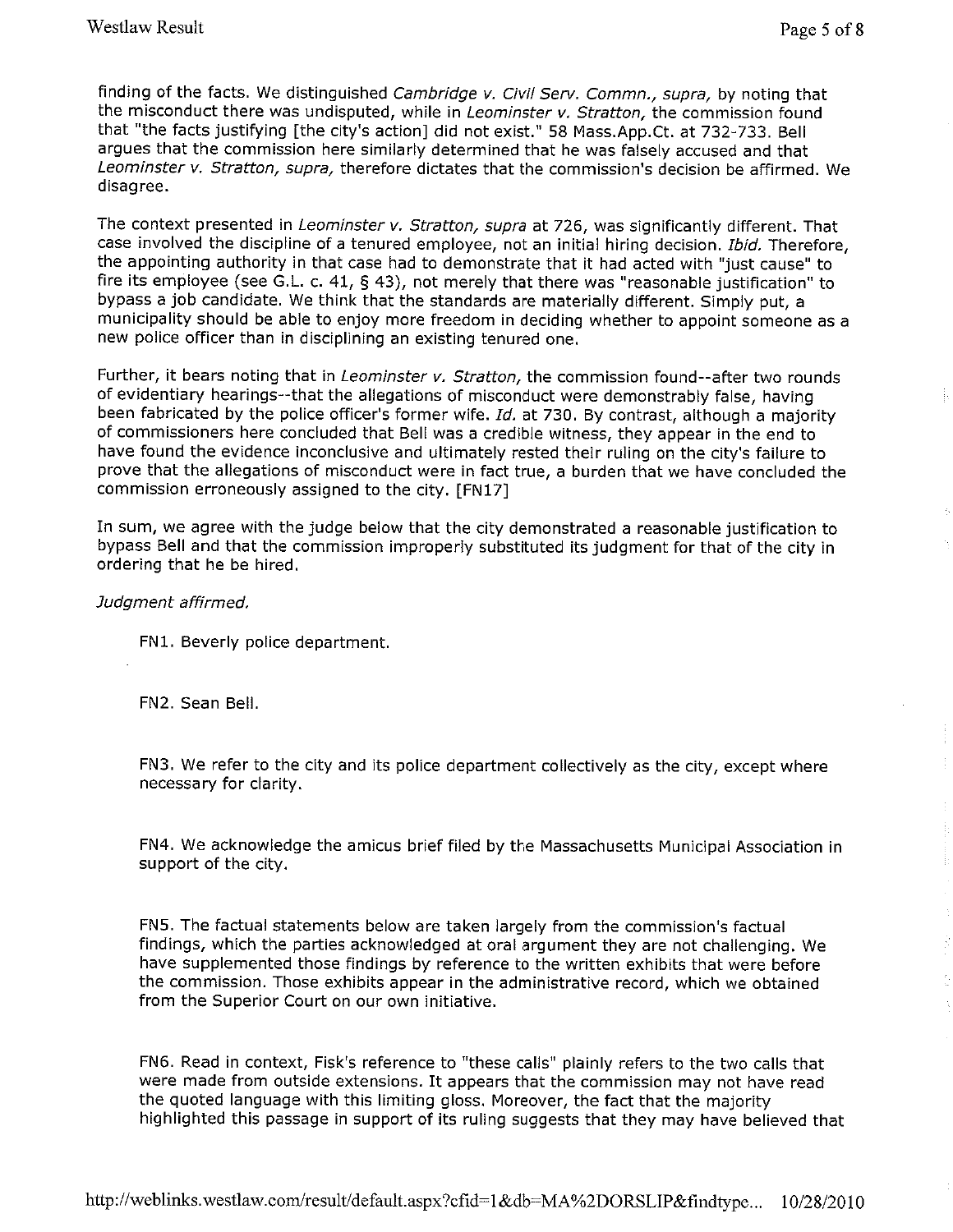finding of the facts. We distinguished *Cambridge v. Civil Serv. Commn., supra,* by noting that the misconduct there was undisputed, while in *Leominster v. Stratton,* the commission found that "the facts justifying [the city's action] did not exist." 58 Mass.App.Ct. at 732-733. Bell argues that the commission here similarly determined that he was falsely accused and that *Leominster v. Stratton, supra,* therefore dictates that the commission's decision be affirmed. We disagree.

The context presented in *Leominster v. Stratton, supra* at 726, was significantly different. That case involved the discipline of a tenured employee, not an initial hiring decision. *Ibid.* Therefore, the appointing authority in that case had to demonstrate that it had acted with "just cause" to fire its employee (see G.L. c. 41, § 43), not merely that there was "reasonable justification" to bypass a job candidate. We think that the standards are materially different. Simply put, a municipality should be able to enjoy more freedom in deciding whether to appoint someone as a new police officer than in disciplining an existing tenured one.

Further, it bears noting that in *Leominster v. Stratton,* the commission found--after two rounds of evidentiary hearings--that the allegations of misconduct were demonstrably false, having been fabricated by the police officer's former wife. *Id.* at 730. By contrast, although a majority of commissioners here concluded that Bell was a credible witness, they appear in the end to have found the evidence inconclusive and ultimately rested their ruling on the city's failure to prove that the allegations of misconduct were in fact true, a burden that we have concluded the commission erroneously assigned to the city. [FN17]

In sum, we agree with the judge below that the city demonstrated a reasonable justification to bypass Bell and that the commission improperly substituted its judgment for that of the city in ordering that he be hired.

*Judgment affirmed.*

FN1. Beverly police department.

FN2. Sean Bell.

FN3. We refer to the city and its police department collectively as the city, except where necessary for clarity.

FN4. We acknowledge the amicus brief filed by the Massachusetts Municipal Association in support of the city.

FN5. The factual statements below are taken largely from the commission's factual findings, which the parties acknowledged at oral argument they are not challenging. We have supplemented those findings by reference to the written exhibits that were before the commission. Those exhibits appear in the administrative record, which we obtained from the Superior Court on our own initiative.

FN6. Read in context, Fisk's reference to "these calls" plainly refers to the two calls that were made from outside extensions. It appears that the commission may not have read the quoted language with this limiting gloss. Moreover, the fact that the majority highlighted this passage in support of its ruling suggests that they may have believed that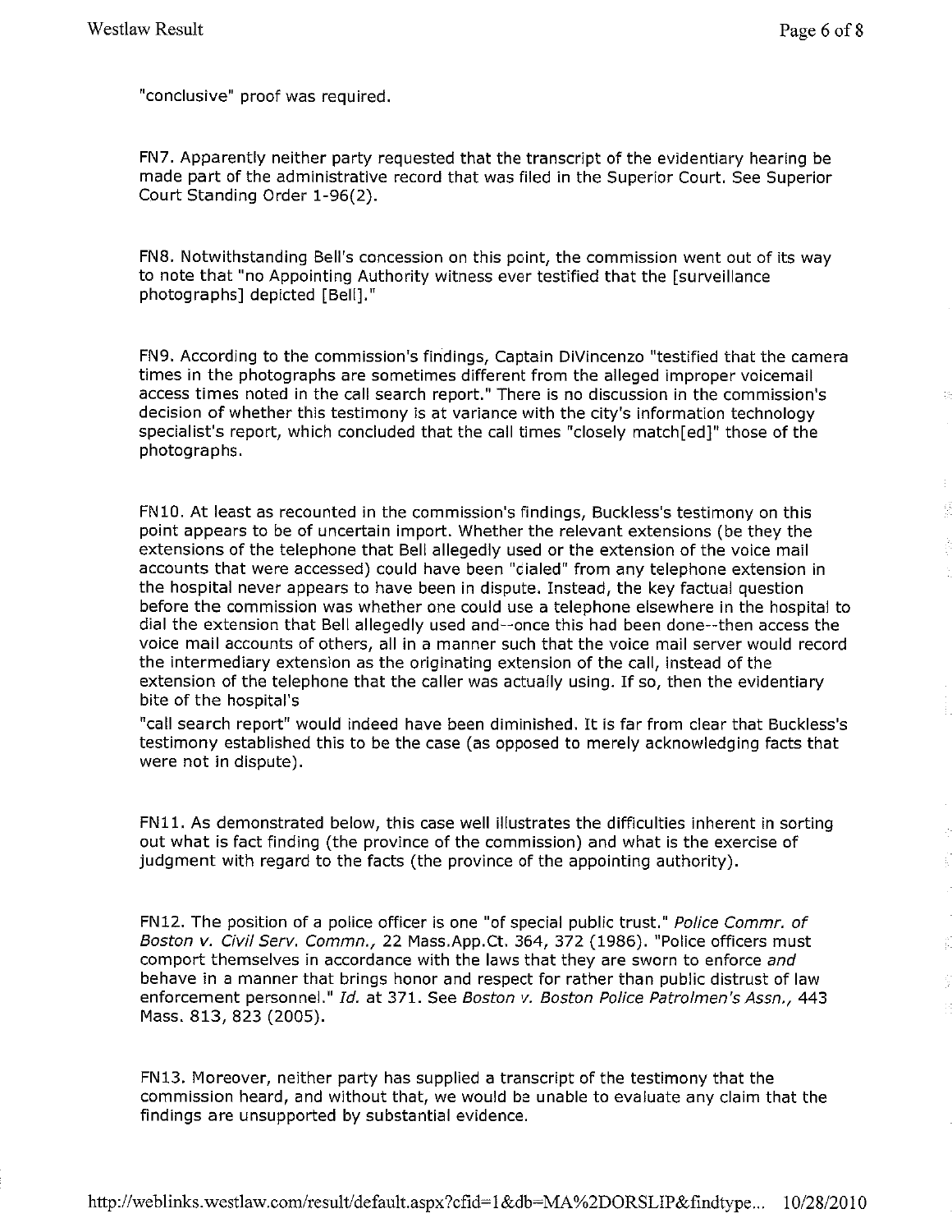"conclusive" proof was required.

FN7. Apparently neither party requested that the transcript of the evidentiary hearing be made part of the administrative record that was filed in the Superior Court. See Superior Court Standing Order 1-96(2).

FN8. Notwithstanding Bell's concession on this point, the commission went out of its way to note that "no Appointing Authority witness ever testified that the [surveillance photographs] depicted [Bell]."

FN9. According to the commission's findings, Captain DiVincenzo "testified that the camera times in the photographs are sometimes different from the alleged improper voicemail access times noted in the call search report." There is no discussion in the commission's decision of whether this testimony is at variance with the city's information technology specialist's report, which concluded that the call times "closely match[ed]" those of the photographs.

FN10. At least as recounted in the commission's findings, Buckless's testimony on this point appears to be of uncertain import. Whether the relevant extensions (be they the extensions of the telephone that Bell allegedly used or the extension of the voice mail accounts that were accessed) could have been "dialed" from any telephone extension in the hospital never appears to have been in dispute. Instead, the key factual question before the commission was whether one could use a telephone elsewhere in the hospital to dial the extension that Bell allegedly used and--once this had been done--then access the voice mail accounts of others, all in a manner such that the voice mail server would record the intermediary extension as the originating extension of the call, instead of the extension of the telephone that the caller was actually using. If so, then the evidentiary bite of the hospital's "call search report" would indeed have been diminished. It is far from clear that Buckless's testimony established this to be the case (as opposed to merely acknowledging facts that were not in dispute).

FN11. As demonstrated below, this case well illustrates the difficulties inherent in sorting out what is fact finding (the province of the commission) and what is the exercise of judgment with regard to the facts (the province of the appointing authority).

FN12. The position of a police officer is one "of special public trust." *Police Commr. of Boston v. Civil Serv. Commn.*, 22 Mass.App.Ct. 364, 372 (1986). "Police officers must comport themselves in accordance with the laws that they are sworn to enforce *and* behave in a manner that brings honor and respect for rather than public distrust of law enforcement personnel." *Id.* at 371. See *Boston v. Boston Police Patrolmen's Assn.*, 443 Mass. 813, 823 (2005).

FN13. Moreover, neither party has supplied a transcript of the testimony that the commission heard, and without that, we would be unable to evaluate any claim that the findings are unsupported by substantial evidence.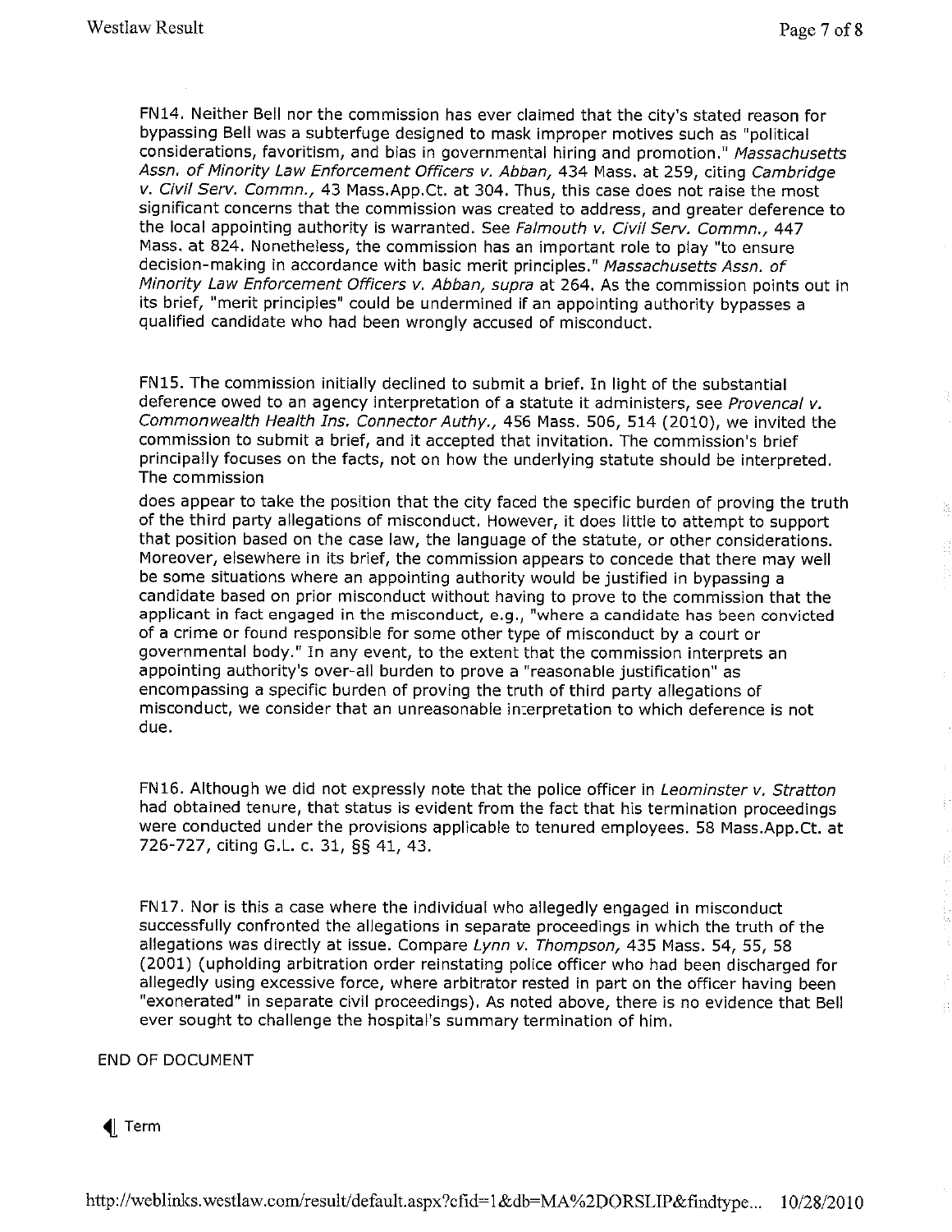FN14. Neither Bell nor the commission has ever claimed that the city's stated reason for bypassing Bell was a subterfuge designed to mask improper motives such as "political considerations, favoritism, and bias in governmental hiring and promotion." *Massachusetts Assn. of Minority Law Enforcement Officers v. Abban,* 434 Mass. at 259, citing *Cambridge v. Civil Serv. Commn.,* 43 Mass.App.Ct. at 304. Thus, this case does not raise the most significant concerns that the commission was created to address, and greater deference to the local appointing authority is warranted. See *Falmouth v. Civil Serv. Commn.,* 447 Mass. at 824. Nonetheless, the commission has an important role to play "to ensure decision-making in accordance with basic merit principles." *Massachusetts Assn. of Minority Law Enforcement Officers v. Abban, supra* at 264. As the commission points out in its brief, "merit principles" could be undermined if an appointing authority bypasses a qualified candidate who had been wrongly accused of misconduct.

FN15. The commission initially declined to submit a brief. In light of the substantial deference owed to an agency interpretation of a statute it administers, see *Provencal v. Commonwealth Health Ins. Connector Authy.,* 456 Mass. 506, 514 (2010), we invited the commission to submit a brief, and it accepted that invitation. The commission's brief principally focuses on the facts, not on how the underlying statute should be interpreted. The commission does appear to take the position that the city faced the specific burden of proving the truth of the third party allegations of misconduct. However, it does little to attempt to support that position based on the case law, the language of the statute, or other considerations. Moreover, elsewhere in its brief, the commission appears to concede that there may well be some situations where an appointing authority would be justified in bypassing a candidate based on prior misconduct without having to prove to the commission that the applicant in fact engaged in the misconduct, e.g., "where a candidate has been convicted of a crime or found responsible for some other type of misconduct by a court or governmental body." In any event, to the extent that the commission interprets an appointing authority's over-all burden to prove a "reasonable justification" as encompassing a specific burden of proving the truth of third party allegations of misconduct, we consider that an unreasonable interpretation to which deference is not due.

FN16. Although we did not expressly note that the police officer in *Leominster v. Stratton* had obtained tenure, that status is evident from the fact that his termination proceedings were conducted under the provisions applicable to tenured employees. 58 Mass.App.Ct. at 726-727, citing G.L. c. 31, §§ 41, 43.

FN17. Nor is this a case where the individual who allegedly engaged in misconduct successfully confronted the allegations in separate proceedings in which the truth of the allegations was directly at issue. Compare *Lynn v. Thompson,* 435 Mass. 54, 55, 58 (2001) (upholding arbitration order reinstating police officer who had been discharged for allegedly using excessive force, where arbitrator rested in part on the officer having been "exonerated" in separate civil proceedings). As noted above, there is no evidence that Bell ever sought to challenge the hospital's summary termination of him.

END OF DOCUMENT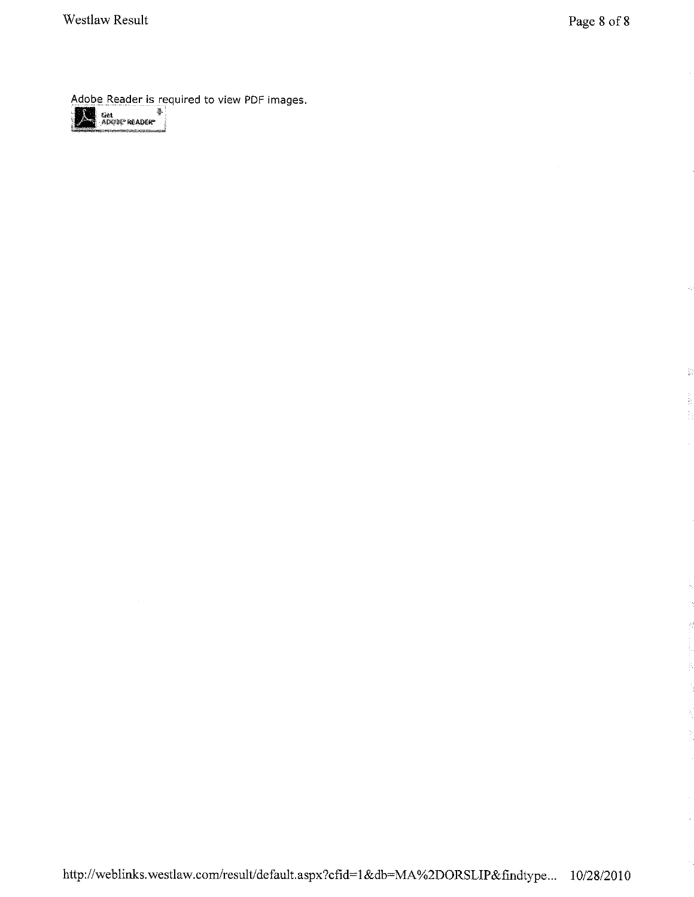Adobe Reader is required to view PDF images.

Get ADOBE® READER®